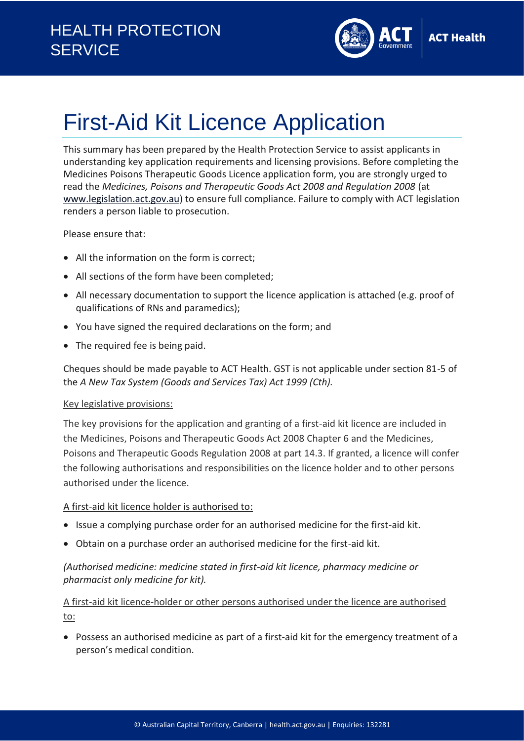HEALTH PROTECTION SERVICE

# First-Aid Kit Licence Application

This summary has been prepared by the Health Protection Service to assist applicants in understanding key application requirements and licensing provisions. Before completing the Medicines Poisons Therapeutic Goods Licence application form, you are strongly urged to read the *Medicines, Poisons and Therapeutic Goods Act 2008 and Regulation 2008* (at www.legislation.act.gov.au) to ensure full compliance. Failure to comply with ACT legislation renders a person liable to prosecution.

Please ensure that:

- All the information on the form is correct;
- All sections of the form have been completed;
- All necessary documentation to support the licence application is attached (e.g. proof of qualifications of RNs and paramedics);
- You have signed the required declarations on the form; and
- The required fee is being paid.

Cheques should be made payable to ACT Health. GST is not applicable under section 81-5 of the *A New Tax System (Goods and Services Tax) Act 1999 (Cth).*

Key legislative provisions:

The key provisions for the application and granting of a first-aid kit licence are included in the Medicines, Poisons and Therapeutic Goods Act 2008 Chapter 6 and the Medicines, Poisons and Therapeutic Goods Regulation 2008 at part 14.3. If granted, a licence will confer the following authorisations and responsibilities on the licence holder and to other persons authorised under the licence.

A first-aid kit licence holder is authorised to:

- Issue a complying purchase order for an authorised medicine for the first-aid kit.
- Obtain on a purchase order an authorised medicine for the first-aid kit.

*(Authorised medicine: medicine stated in first-aid kit licence, pharmacy medicine or pharmacist only medicine for kit).*

A first-aid kit licence-holder or other persons authorised under the licence are authorised to:

- Possess an authorised medicine as part of a first-aid kit for the emergency treatment of a person's medical condition.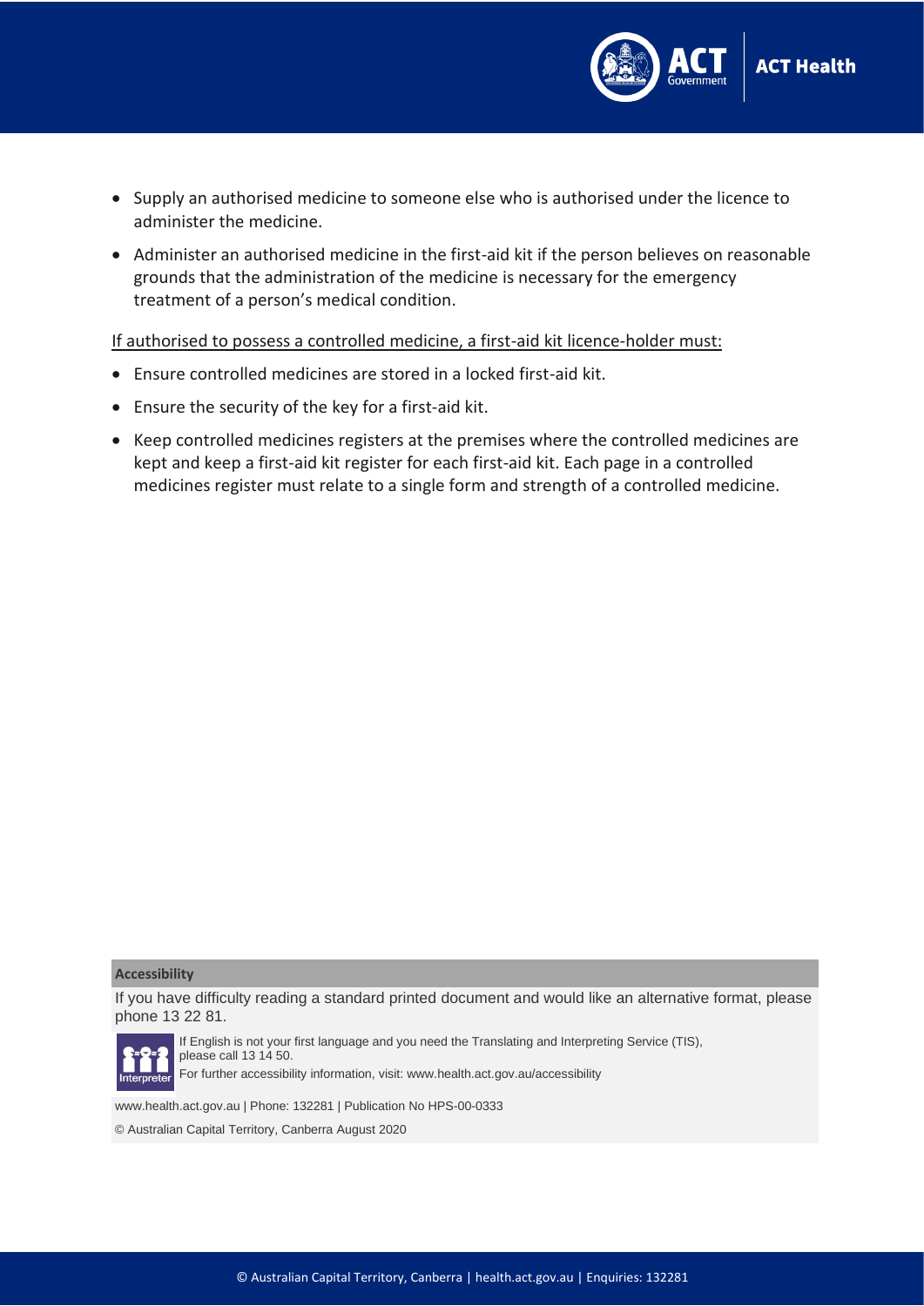- Supply an authorised medicine to someone else who is authorised under the licence to administer the medicine.
- Administer an authorised medicine in the first-aid kit if the person believes on reasonable grounds that the administration of the medicine is necessary for the emergency treatment of a person's medical condition.

<u>If authorised to possess a controlled medicine, a first-aid kit licence-holder must:</u>

- Ensure controlled medicines are stored in a locked first-aid kit.
- Ensure the security of the key for a first-aid kit.
- Keep controlled medicines registers at the premises where the controlled medicines are kept and keep a first-aid kit register for each first-aid kit. Each page in a controlled medicines register must relate to a single form and strength of a controlled medicine.

**Accessibility**

If you have difficulty reading a standard printed document and would like an alternative format, please phone 13 22 81.

If English is not your first language and you need the Translating and Interpreting Service (TIS), please call 13 14 50.

For further accessibility information, visit: www.health.act.gov.au/accessibility

www.health.act.gov.au | Phone: 132281 | Publication No HPS-00-0333

© Australian Capital Territory, Canberra August 2020